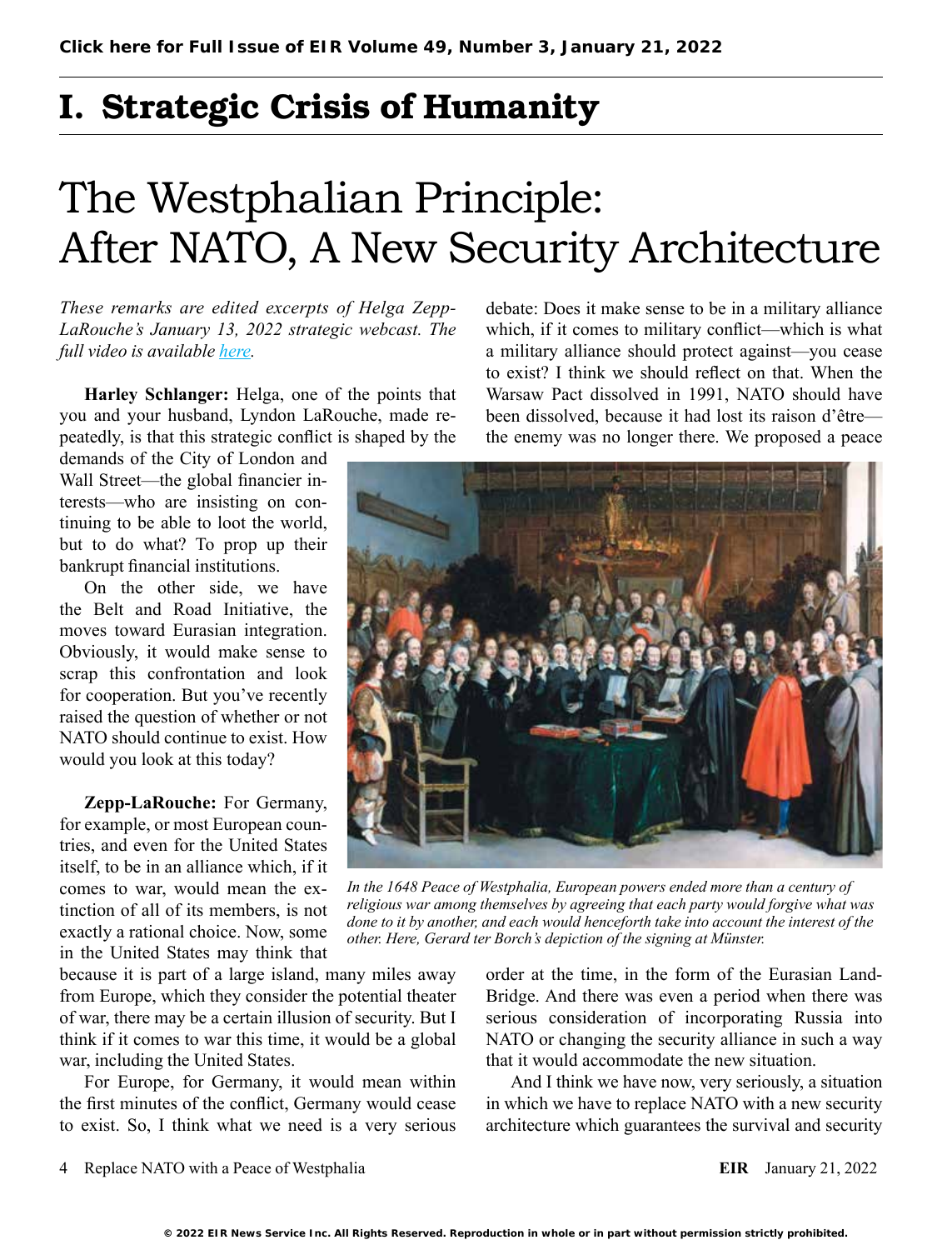# I. Strategic Crisis of Humanity

# The Westphalian Principle: After NATO, A New Security Architecture

*These remarks are edited excerpts of Helga Zepp-LaRouche's January 13, 2022 strategic webcast. The full video is available here.*

**Harley Schlanger:** Helga, one of the points that you and your husband, Lyndon LaRouche, made repeatedly, is that this strategic conflict is shaped by the demands of the City of London and Wall Street—the global financier interests—who are insisting on continuing to be able to loot the world, but to do what? To prop up their bankrupt financial institutions.

On the other side, we have the Belt and Road Initiative, the moves toward Eurasian integration. Obviously, it would make sense to scrap this confrontation and look for cooperation. But you've recently raised the question of whether or not NATO should continue to exist. How would you look at this today?

**Zepp-LaRouche:** For Germany, for example, or most European countries, and even for the United States itself, to be in an alliance which, if it comes to war, would mean the extinction of all of its members, is not exactly a rational choice. Now, some in the United States may think that because it is part of a large island, many miles away from Europe, which they consider the potential theater of war, there may be a certain illusion of security. But I think if it comes to war this time, it would be a global war, including the United States.

For Europe, for Germany, it would mean within the first minutes of the conflict, Germany would cease to exist. So, I think what we need is a very serious debate: Does it make sense to be in a military alliance which, if it comes to military conflict—which is what a military alliance should protect against—you cease to exist? I think we should reflect on that. When the Warsaw Pact dissolved in 1991, NATO should have been dissolved, because it had lost its raison d'être—the enemy was no longer there. We proposed a peace order at the time, in the form of the Eurasian Land-Bridge. And there was even a period when there was serious consideration of incorporating Russia into NATO or changing the security alliance in such a way that it would accommodate the new situation.

*In the 1648 Peace of Westphalia, European powers ended more than a century of religious war among themselves by agreeing that each party would forgive what was done to it by another, and each would henceforth take into account the interest of the other. Here, Gerard ter Borch's depiction of the signing at Münster.*

And I think we have now, very seriously, a situation in which we have to replace NATO with a new security architecture which guarantees the survival and security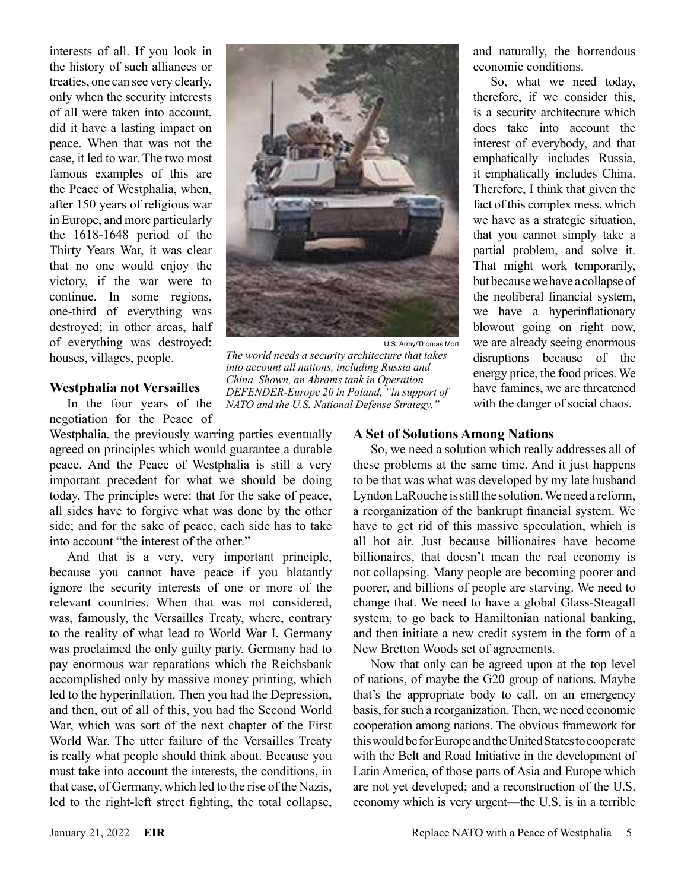interests of all. If you look in the history of such alliances or treaties, one can see very clearly, only when the security interests of all were taken into account, did it have a lasting impact on peace. When that was not the case, it led to war. The two most famous examples of this are the Peace of Westphalia, when, after 150 years of religious war in Europe, and more particularly the 1618-1648 period of the Thirty Years War, it was clear that no one would enjoy the victory, if the war were to continue. In some regions, one-third of everything was destroyed; in other areas, half of everything was destroyed: houses, villages, people.

U.S. Army/Thomas Mort

*The world needs a security architecture that takes into account all nations, including Russia and China. Shown, an Abrams tank in Operation DEFENDER-Europe 20 in Poland, "in support of NATO and the U.S. National Defense Strategy."*

### Westphalia not Versailles

In the four years of the negotiation for the Peace of Westphalia, the previously warring parties eventually agreed on principles which would guarantee a durable peace. And the Peace of Westphalia is still a very important precedent for what we should be doing today. The principles were: that for the sake of peace, all sides have to forgive what was done by the other side; and for the sake of peace, each side has to take into account "the interest of the other."

And that is a very, very important principle, because you cannot have peace if you blatantly ignore the security interests of one or more of the relevant countries. When that was not considered, was, famously, the Versailles Treaty, where, contrary to the reality of what lead to World War I, Germany was proclaimed the only guilty party. Germany had to pay enormous war reparations which the Reichsbank accomplished only by massive money printing, which led to the hyperinflation. Then you had the Depression, and then, out of all of this, you had the Second World War, which was sort of the next chapter of the First World War. The utter failure of the Versailles Treaty is really what people should think about. Because you must take into account the interests, the conditions, in that case, of Germany, which led to the rise of the Nazis, led to the right-left street fighting, the total collapse, and naturally, the horrendous economic conditions.

So, what we need today, therefore, if we consider this, is a security architecture which does take into account the interest of everybody, and that emphatically includes Russia, it emphatically includes China. Therefore, I think that given the fact of this complex mess, which we have as a strategic situation, that you cannot simply take a partial problem, and solve it. That might work temporarily, but because we have a collapse of the neoliberal financial system, we have a hyperinflationary blowout going on right now, we are already seeing enormous disruptions because of the energy price, the food prices. We have famines, we are threatened with the danger of social chaos.

### A Set of Solutions Among Nations

So, we need a solution which really addresses all of these problems at the same time. And it just happens to be that was what was developed by my late husband Lyndon LaRouche is still the solution. We need a reform, a reorganization of the bankrupt financial system. We have to get rid of this massive speculation, which is all hot air. Just because billionaires have become billionaires, that doesn't mean the real economy is not collapsing. Many people are becoming poorer and poorer, and billions of people are starving. We need to change that. We need to have a global Glass-Steagall system, to go back to Hamiltonian national banking, and then initiate a new credit system in the form of a New Bretton Woods set of agreements.

Now that only can be agreed upon at the top level of nations, of maybe the G20 group of nations. Maybe that's the appropriate body to call, on an emergency basis, for such a reorganization. Then, we need economic cooperation among nations. The obvious framework for this would be for Europe and the United States to cooperate with the Belt and Road Initiative in the development of Latin America, of those parts of Asia and Europe which are not yet developed; and a reconstruction of the U.S. economy which is very urgent—the U.S. is in a terrible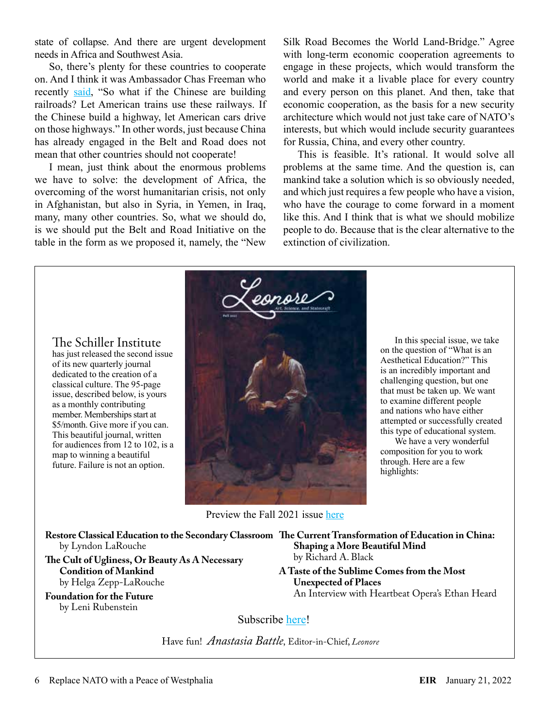state of collapse. And there are urgent development needs in Africa and Southwest Asia.

So, there's plenty for these countries to cooperate on. And I think it was Ambassador Chas Freeman who recently said, "So what if the Chinese are building railroads? Let American trains use these railways. If the Chinese build a highway, let American cars drive on those highways." In other words, just because China has already engaged in the Belt and Road does not mean that other countries should not cooperate!

I mean, just think about the enormous problems we have to solve: the development of Africa, the overcoming of the worst humanitarian crisis, not only in Afghanistan, but also in Syria, in Yemen, in Iraq, many, many other countries. So, what we should do, is we should put the Belt and Road Initiative on the table in the form as we proposed it, namely, the "New Silk Road Becomes the World Land-Bridge." Agree with long-term economic cooperation agreements to engage in these projects, which would transform the world and make it a livable place for every country and every person on this planet. And then, take that economic cooperation, as the basis for a new security architecture which would not just take care of NATO's interests, but which would include security guarantees for Russia, China, and every other country.

This is feasible. It's rational. It would solve all problems at the same time. And the question is, can mankind take a solution which is so obviously needed, and which just requires a few people who have a vision, who have the courage to come forward in a moment like this. And I think that is what we should mobilize people to do. Because that is the clear alternative to the extinction of civilization.

---

**The Schiller Institute** has just released the second issue of its new quarterly journal dedicated to the creation of a classical culture. The 95-page issue, described below, is yours as a monthly contributing member. Memberships start at $5/month. Give more if you can. This beautiful journal, written for audiences from 12 to 102, is a map to winning a beautiful future. Failure is not an option.

*Leonore* — Art, Science, and Statecraft — Fall 2021

In this special issue, we take on the question of "What is an Aesthetical Education?" This is an incredibly important and challenging question, but one that must be taken up. We want to examine different people and nations who have either attempted or successfully created this type of educational system.

We have a very wonderful composition for you to work through. Here are a few highlights:

Preview the Fall 2021 issue here

**Restore Classical Education to the Secondary Classroom**
by Lyndon LaRouche

**The Cult of Ugliness, Or Beauty As A Necessary Condition of Mankind**
by Helga Zepp-LaRouche

**Foundation for the Future**
by Leni Rubenstein

**The Current Transformation of Education in China: Shaping a More Beautiful Mind**
by Richard A. Black

**A Taste of the Sublime Comes from the Most Unexpected of Places**
An Interview with Heartbeat Opera's Ethan Heard

Subscribe here!

Have fun! *Anastasia Battle*, Editor-in-Chief, *Leonore*